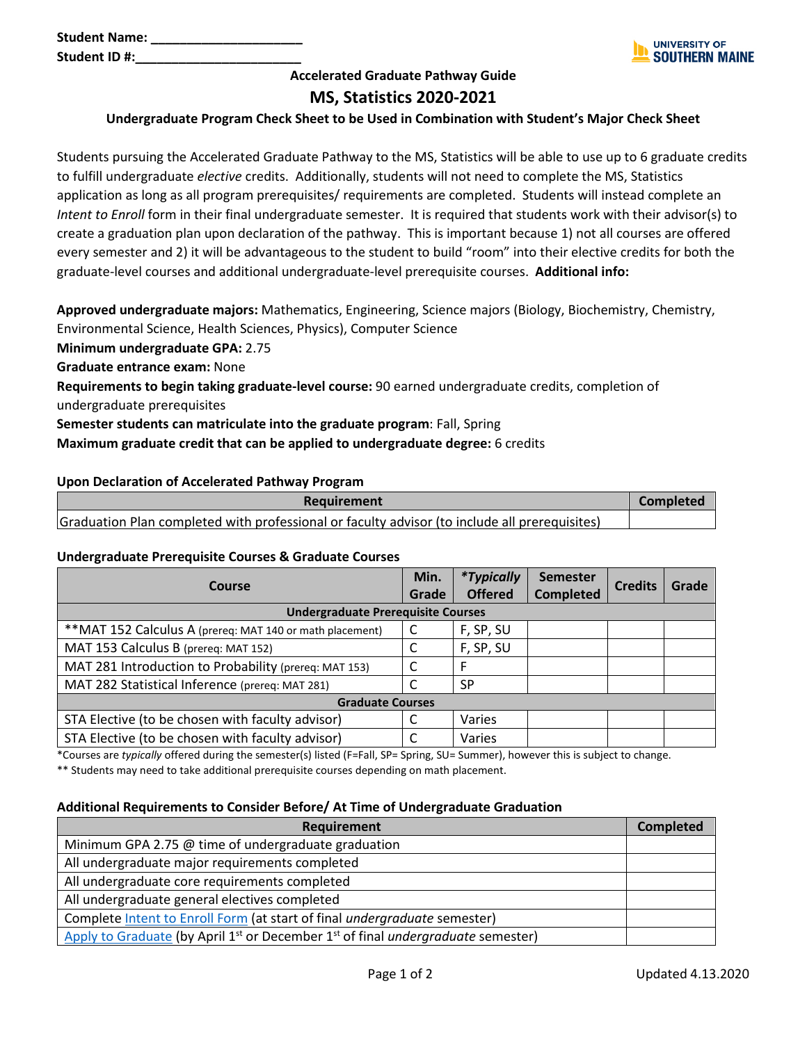**Student Name: ____________________**
**Student ID #:______________________**

UNIVERSITY OF SOUTHERN MAINE

### Accelerated Graduate Pathway Guide

# MS, Statistics 2020-2021

### Undergraduate Program Check Sheet to be Used in Combination with Student's Major Check Sheet

Students pursuing the Accelerated Graduate Pathway to the MS, Statistics will be able to use up to 6 graduate credits to fulfill undergraduate *elective* credits. Additionally, students will not need to complete the MS, Statistics application as long as all program prerequisites/ requirements are completed. Students will instead complete an *Intent to Enroll* form in their final undergraduate semester. It is required that students work with their advisor(s) to create a graduation plan upon declaration of the pathway. This is important because 1) not all courses are offered every semester and 2) it will be advantageous to the student to build "room" into their elective credits for both the graduate-level courses and additional undergraduate-level prerequisite courses. **Additional info:**

**Approved undergraduate majors:** Mathematics, Engineering, Science majors (Biology, Biochemistry, Chemistry, Environmental Science, Health Sciences, Physics), Computer Science
**Minimum undergraduate GPA:** 2.75
**Graduate entrance exam:** None
**Requirements to begin taking graduate-level course:** 90 earned undergraduate credits, completion of undergraduate prerequisites
**Semester students can matriculate into the graduate program**: Fall, Spring
**Maximum graduate credit that can be applied to undergraduate degree:** 6 credits

**Upon Declaration of Accelerated Pathway Program**

| Requirement | Completed |
|---|---|
| Graduation Plan completed with professional or faculty advisor (to include all prerequisites) | |

**Undergraduate Prerequisite Courses & Graduate Courses**

| Course | Min. Grade | *\*Typically* Offered | Semester Completed | Credits | Grade |
|---|---|---|---|---|---|
| **Undergraduate Prerequisite Courses** | | | | | |
| **MAT 152 Calculus A (prereq: MAT 140 or math placement) | C | F, SP, SU | | | |
| MAT 153 Calculus B (prereq: MAT 152) | C | F, SP, SU | | | |
| MAT 281 Introduction to Probability (prereq: MAT 153) | C | F | | | |
| MAT 282 Statistical Inference (prereq: MAT 281) | C | SP | | | |
| **Graduate Courses** | | | | | |
| STA Elective (to be chosen with faculty advisor) | C | Varies | | | |
| STA Elective (to be chosen with faculty advisor) | C | Varies | | | |

\*Courses are *typically* offered during the semester(s) listed (F=Fall, SP= Spring, SU= Summer), however this is subject to change.
\*\* Students may need to take additional prerequisite courses depending on math placement.

**Additional Requirements to Consider Before/ At Time of Undergraduate Graduation**

| Requirement | Completed |
|---|---|
| Minimum GPA 2.75 @ time of undergraduate graduation | |
| All undergraduate major requirements completed | |
| All undergraduate core requirements completed | |
| All undergraduate general electives completed | |
| Complete Intent to Enroll Form (at start of final *undergraduate* semester) | |
| Apply to Graduate (by April 1st or December 1st of final *undergraduate* semester) | |

Updated 4.13.2020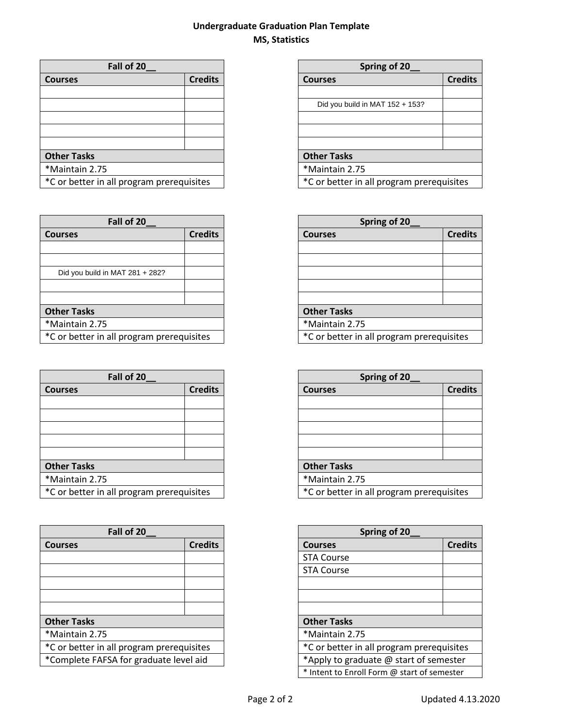**Undergraduate Graduation Plan Template**
**MS, Statistics**

| Fall of 20__ | |
|---|---|
| **Courses** | **Credits** |
| | |
| | |
| | |
| | |
| | |
| **Other Tasks** | |
| *Maintain 2.75 | |
| *C or better in all program prerequisites | |

| Spring of 20__ | |
|---|---|
| **Courses** | **Credits** |
| | |
| Did you build in MAT 152 + 153? | |
| | |
| | |
| | |
| **Other Tasks** | |
| *Maintain 2.75 | |
| *C or better in all program prerequisites | |

| Fall of 20__ | |
|---|---|
| **Courses** | **Credits** |
| | |
| | |
| Did you build in MAT 281 + 282? | |
| | |
| | |
| **Other Tasks** | |
| *Maintain 2.75 | |
| *C or better in all program prerequisites | |

| Spring of 20__ | |
|---|---|
| **Courses** | **Credits** |
| | |
| | |
| | |
| | |
| | |
| **Other Tasks** | |
| *Maintain 2.75 | |
| *C or better in all program prerequisites | |

| Fall of 20__ | |
|---|---|
| **Courses** | **Credits** |
| | |
| | |
| | |
| | |
| | |
| **Other Tasks** | |
| *Maintain 2.75 | |
| *C or better in all program prerequisites | |

| Spring of 20__ | |
|---|---|
| **Courses** | **Credits** |
| | |
| | |
| | |
| | |
| | |
| **Other Tasks** | |
| *Maintain 2.75 | |
| *C or better in all program prerequisites | |

| Fall of 20__ | |
|---|---|
| **Courses** | **Credits** |
| | |
| | |
| | |
| | |
| | |
| **Other Tasks** | |
| *Maintain 2.75 | |
| *C or better in all program prerequisites | |
| *Complete FAFSA for graduate level aid | |

| Spring of 20__ | |
|---|---|
| **Courses** | **Credits** |
| STA Course | |
| STA Course | |
| | |
| | |
| | |
| **Other Tasks** | |
| *Maintain 2.75 | |
| *C or better in all program prerequisites | |
| *Apply to graduate @ start of semester | |
| * Intent to Enroll Form @ start of semester | |

Updated 4.13.2020